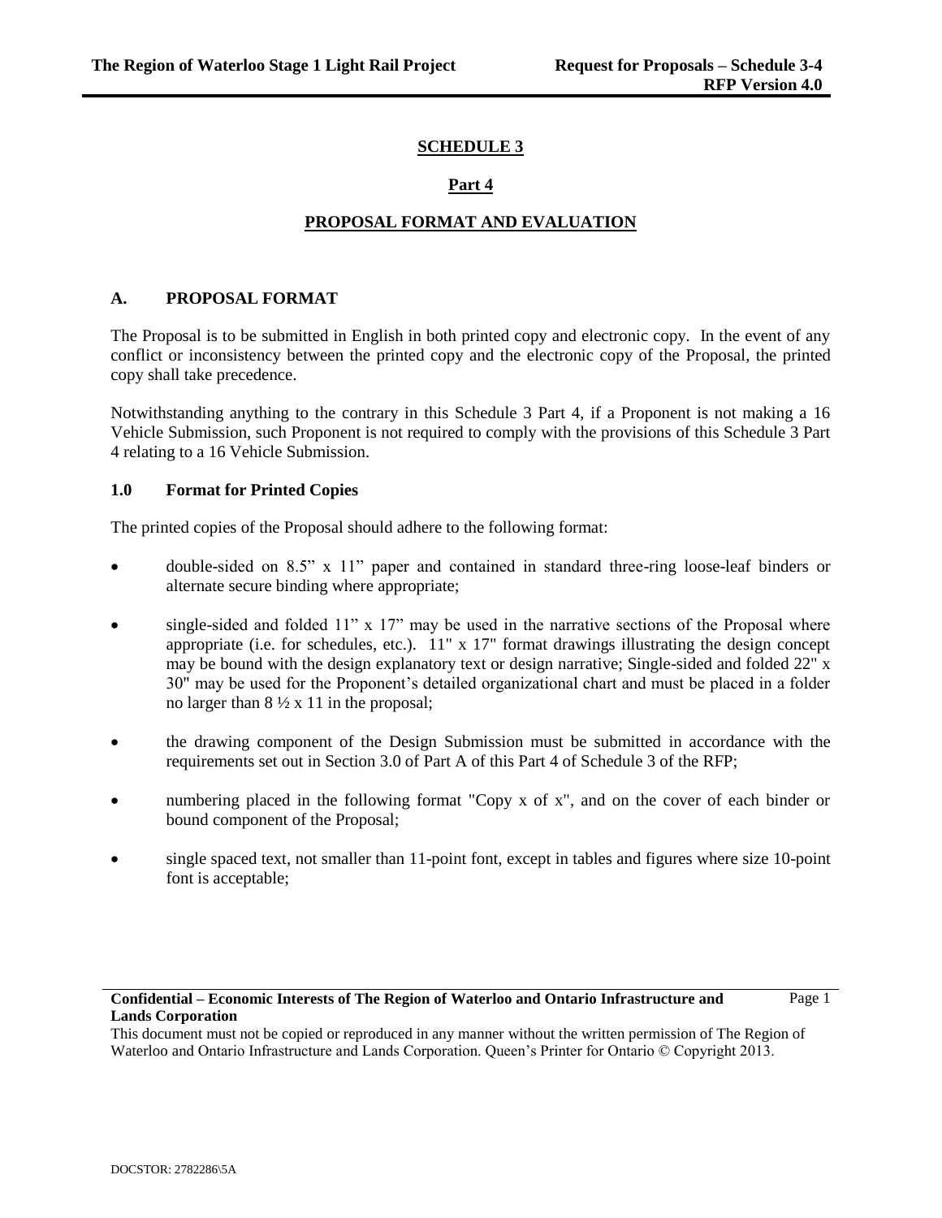# SCHEDULE 3

## Part 4

## PROPOSAL FORMAT AND EVALUATION

### A. PROPOSAL FORMAT

The Proposal is to be submitted in English in both printed copy and electronic copy. In the event of any conflict or inconsistency between the printed copy and the electronic copy of the Proposal, the printed copy shall take precedence.

Notwithstanding anything to the contrary in this Schedule 3 Part 4, if a Proponent is not making a 16 Vehicle Submission, such Proponent is not required to comply with the provisions of this Schedule 3 Part 4 relating to a 16 Vehicle Submission.

### 1.0 Format for Printed Copies

The printed copies of the Proposal should adhere to the following format:

- double-sided on 8.5" x 11" paper and contained in standard three-ring loose-leaf binders or alternate secure binding where appropriate;
- single-sided and folded 11" x 17" may be used in the narrative sections of the Proposal where appropriate (i.e. for schedules, etc.). 11" x 17" format drawings illustrating the design concept may be bound with the design explanatory text or design narrative; Single-sided and folded 22" x 30" may be used for the Proponent's detailed organizational chart and must be placed in a folder no larger than 8 ½ x 11 in the proposal;
- the drawing component of the Design Submission must be submitted in accordance with the requirements set out in Section 3.0 of Part A of this Part 4 of Schedule 3 of the RFP;
- numbering placed in the following format "Copy x of x", and on the cover of each binder or bound component of the Proposal;
- single spaced text, not smaller than 11-point font, except in tables and figures where size 10-point font is acceptable;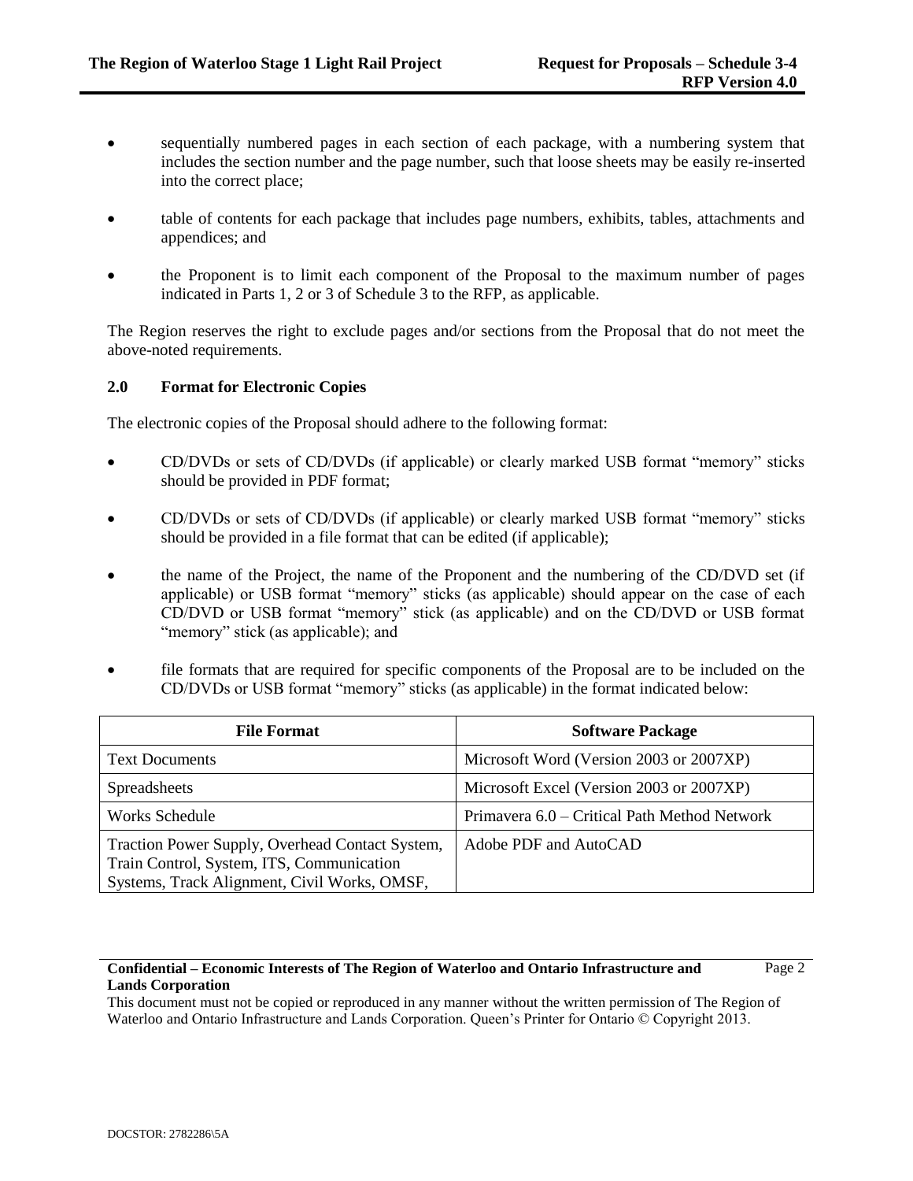- sequentially numbered pages in each section of each package, with a numbering system that includes the section number and the page number, such that loose sheets may be easily re-inserted into the correct place;
- table of contents for each package that includes page numbers, exhibits, tables, attachments and appendices; and
- the Proponent is to limit each component of the Proposal to the maximum number of pages indicated in Parts 1, 2 or 3 of Schedule 3 to the RFP, as applicable.

The Region reserves the right to exclude pages and/or sections from the Proposal that do not meet the above-noted requirements.

## 2.0 Format for Electronic Copies

The electronic copies of the Proposal should adhere to the following format:

- CD/DVDs or sets of CD/DVDs (if applicable) or clearly marked USB format "memory" sticks should be provided in PDF format;
- CD/DVDs or sets of CD/DVDs (if applicable) or clearly marked USB format "memory" sticks should be provided in a file format that can be edited (if applicable);
- the name of the Project, the name of the Proponent and the numbering of the CD/DVD set (if applicable) or USB format "memory" sticks (as applicable) should appear on the case of each CD/DVD or USB format "memory" stick (as applicable) and on the CD/DVD or USB format "memory" stick (as applicable); and
- file formats that are required for specific components of the Proposal are to be included on the CD/DVDs or USB format "memory" sticks (as applicable) in the format indicated below:

| File Format | Software Package |
|---|---|
| Text Documents | Microsoft Word (Version 2003 or 2007XP) |
| Spreadsheets | Microsoft Excel (Version 2003 or 2007XP) |
| Works Schedule | Primavera 6.0 – Critical Path Method Network |
| Traction Power Supply, Overhead Contact System, Train Control, System, ITS, Communication Systems, Track Alignment, Civil Works, OMSF, | Adobe PDF and AutoCAD |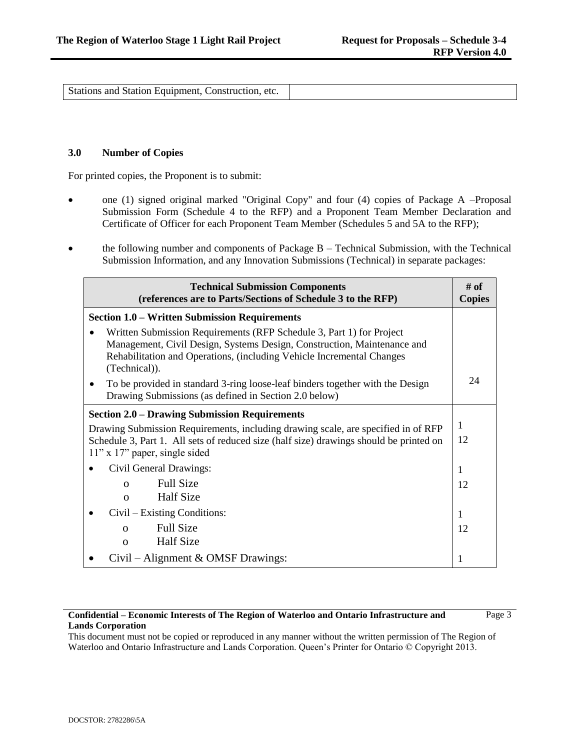| Stations and Station Equipment, Construction, etc. | |
|---|---|

### 3.0 Number of Copies

For printed copies, the Proponent is to submit:

- one (1) signed original marked "Original Copy" and four (4) copies of Package A –Proposal Submission Form (Schedule 4 to the RFP) and a Proponent Team Member Declaration and Certificate of Officer for each Proponent Team Member (Schedules 5 and 5A to the RFP);
- the following number and components of Package B – Technical Submission, with the Technical Submission Information, and any Innovation Submissions (Technical) in separate packages:

| Technical Submission Components (references are to Parts/Sections of Schedule 3 to the RFP) | # of Copies |
|---|---|
| **Section 1.0 – Written Submission Requirements**<br>• Written Submission Requirements (RFP Schedule 3, Part 1) for Project Management, Civil Design, Systems Design, Construction, Maintenance and Rehabilitation and Operations, (including Vehicle Incremental Changes (Technical)).<br>• To be provided in standard 3-ring loose-leaf binders together with the Design Drawing Submissions (as defined in Section 2.0 below) | 24 |
| **Section 2.0 – Drawing Submission Requirements**<br>Drawing Submission Requirements, including drawing scale, are specified in of RFP Schedule 3, Part 1. All sets of reduced size (half size) drawings should be printed on 11" x 17" paper, single sided | 1<br>12 |
| • Civil General Drawings:<br>o Full Size<br>o Half Size | 1<br>12 |
| • Civil – Existing Conditions:<br>o Full Size<br>o Half Size | 1<br>12 |
| • Civil – Alignment & OMSF Drawings: | 1 |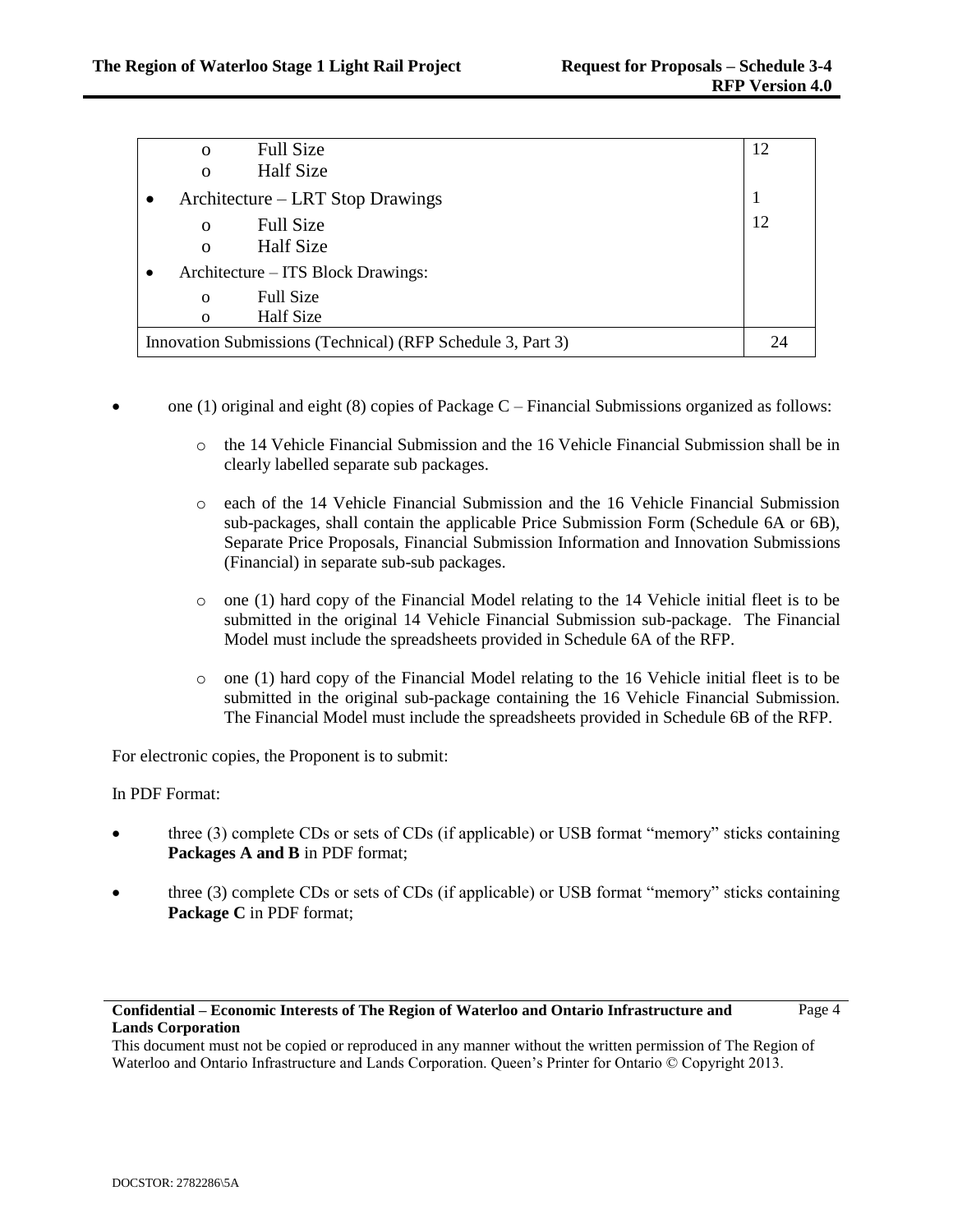| | |
|---|---|
| o Full Size<br>o Half Size | 12 |
| • Architecture – LRT Stop Drawings | 1 |
| o Full Size<br>o Half Size | 12 |
| • Architecture – ITS Block Drawings: | |
| o Full Size<br>o Half Size | |
| Innovation Submissions (Technical) (RFP Schedule 3, Part 3) | 24 |

- one (1) original and eight (8) copies of Package C – Financial Submissions organized as follows:
  - the 14 Vehicle Financial Submission and the 16 Vehicle Financial Submission shall be in clearly labelled separate sub packages.
  - each of the 14 Vehicle Financial Submission and the 16 Vehicle Financial Submission sub-packages, shall contain the applicable Price Submission Form (Schedule 6A or 6B), Separate Price Proposals, Financial Submission Information and Innovation Submissions (Financial) in separate sub-sub packages.
  - one (1) hard copy of the Financial Model relating to the 14 Vehicle initial fleet is to be submitted in the original 14 Vehicle Financial Submission sub-package. The Financial Model must include the spreadsheets provided in Schedule 6A of the RFP.
  - one (1) hard copy of the Financial Model relating to the 16 Vehicle initial fleet is to be submitted in the original sub-package containing the 16 Vehicle Financial Submission. The Financial Model must include the spreadsheets provided in Schedule 6B of the RFP.

For electronic copies, the Proponent is to submit:

In PDF Format:

- three (3) complete CDs or sets of CDs (if applicable) or USB format "memory" sticks containing **Packages A and B** in PDF format;
- three (3) complete CDs or sets of CDs (if applicable) or USB format "memory" sticks containing **Package C** in PDF format;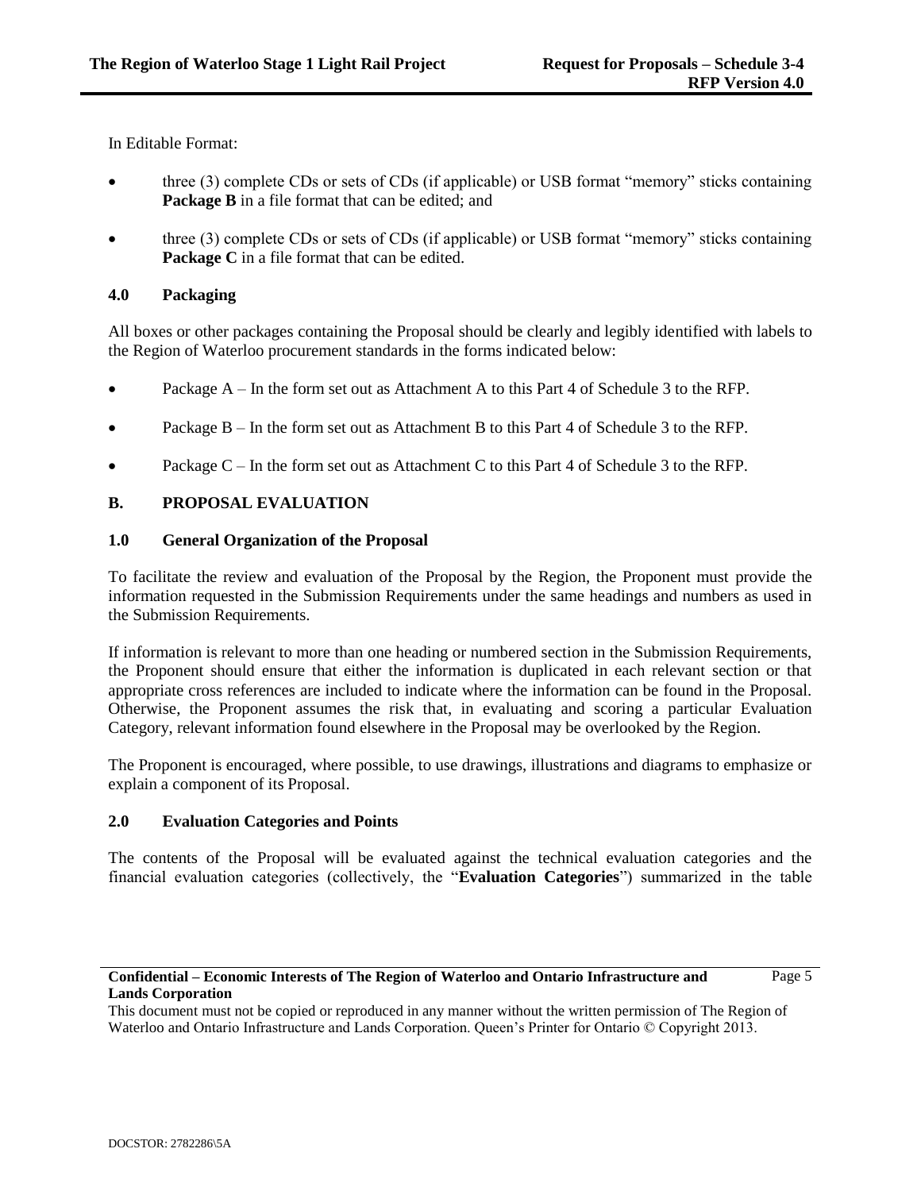In Editable Format:

- three (3) complete CDs or sets of CDs (if applicable) or USB format "memory" sticks containing **Package B** in a file format that can be edited; and
- three (3) complete CDs or sets of CDs (if applicable) or USB format "memory" sticks containing **Package C** in a file format that can be edited.

### 4.0 Packaging

All boxes or other packages containing the Proposal should be clearly and legibly identified with labels to the Region of Waterloo procurement standards in the forms indicated below:

- Package A – In the form set out as Attachment A to this Part 4 of Schedule 3 to the RFP.
- Package B – In the form set out as Attachment B to this Part 4 of Schedule 3 to the RFP.
- Package C – In the form set out as Attachment C to this Part 4 of Schedule 3 to the RFP.

## B. PROPOSAL EVALUATION

### 1.0 General Organization of the Proposal

To facilitate the review and evaluation of the Proposal by the Region, the Proponent must provide the information requested in the Submission Requirements under the same headings and numbers as used in the Submission Requirements.

If information is relevant to more than one heading or numbered section in the Submission Requirements, the Proponent should ensure that either the information is duplicated in each relevant section or that appropriate cross references are included to indicate where the information can be found in the Proposal. Otherwise, the Proponent assumes the risk that, in evaluating and scoring a particular Evaluation Category, relevant information found elsewhere in the Proposal may be overlooked by the Region.

The Proponent is encouraged, where possible, to use drawings, illustrations and diagrams to emphasize or explain a component of its Proposal.

### 2.0 Evaluation Categories and Points

The contents of the Proposal will be evaluated against the technical evaluation categories and the financial evaluation categories (collectively, the "**Evaluation Categories**") summarized in the table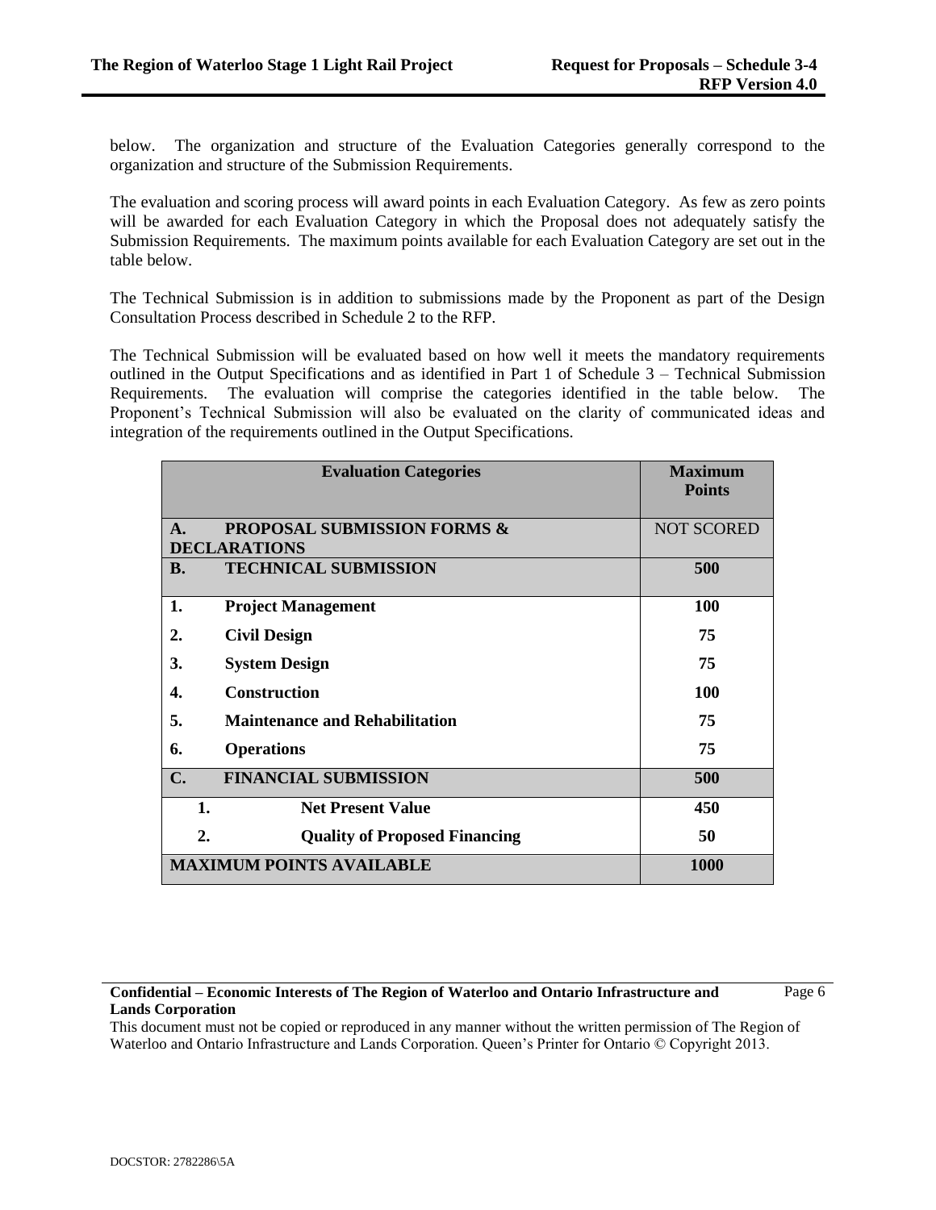below. The organization and structure of the Evaluation Categories generally correspond to the organization and structure of the Submission Requirements.

The evaluation and scoring process will award points in each Evaluation Category. As few as zero points will be awarded for each Evaluation Category in which the Proposal does not adequately satisfy the Submission Requirements. The maximum points available for each Evaluation Category are set out in the table below.

The Technical Submission is in addition to submissions made by the Proponent as part of the Design Consultation Process described in Schedule 2 to the RFP.

The Technical Submission will be evaluated based on how well it meets the mandatory requirements outlined in the Output Specifications and as identified in Part 1 of Schedule 3 – Technical Submission Requirements. The evaluation will comprise the categories identified in the table below. The Proponent's Technical Submission will also be evaluated on the clarity of communicated ideas and integration of the requirements outlined in the Output Specifications.

| Evaluation Categories | Maximum Points |
|---|---|
| **A. PROPOSAL SUBMISSION FORMS & DECLARATIONS** | NOT SCORED |
| **B. TECHNICAL SUBMISSION** | **500** |
| **1. Project Management** | **100** |
| **2. Civil Design** | **75** |
| **3. System Design** | **75** |
| **4. Construction** | **100** |
| **5. Maintenance and Rehabilitation** | **75** |
| **6. Operations** | **75** |
| **C. FINANCIAL SUBMISSION** | **500** |
| **1. Net Present Value** | **450** |
| **2. Quality of Proposed Financing** | **50** |
| **MAXIMUM POINTS AVAILABLE** | **1000** |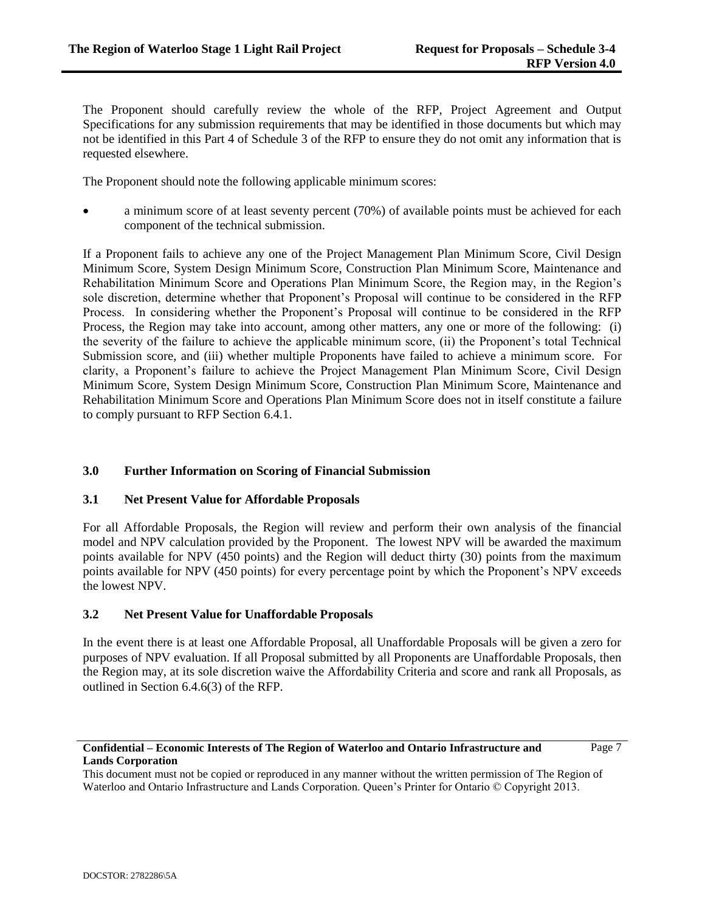The Proponent should carefully review the whole of the RFP, Project Agreement and Output Specifications for any submission requirements that may be identified in those documents but which may not be identified in this Part 4 of Schedule 3 of the RFP to ensure they do not omit any information that is requested elsewhere.

The Proponent should note the following applicable minimum scores:

- a minimum score of at least seventy percent (70%) of available points must be achieved for each component of the technical submission.

If a Proponent fails to achieve any one of the Project Management Plan Minimum Score, Civil Design Minimum Score, System Design Minimum Score, Construction Plan Minimum Score, Maintenance and Rehabilitation Minimum Score and Operations Plan Minimum Score, the Region may, in the Region's sole discretion, determine whether that Proponent's Proposal will continue to be considered in the RFP Process. In considering whether the Proponent's Proposal will continue to be considered in the RFP Process, the Region may take into account, among other matters, any one or more of the following: (i) the severity of the failure to achieve the applicable minimum score, (ii) the Proponent's total Technical Submission score, and (iii) whether multiple Proponents have failed to achieve a minimum score. For clarity, a Proponent's failure to achieve the Project Management Plan Minimum Score, Civil Design Minimum Score, System Design Minimum Score, Construction Plan Minimum Score, Maintenance and Rehabilitation Minimum Score and Operations Plan Minimum Score does not in itself constitute a failure to comply pursuant to RFP Section 6.4.1.

## 3.0 Further Information on Scoring of Financial Submission

### 3.1 Net Present Value for Affordable Proposals

For all Affordable Proposals, the Region will review and perform their own analysis of the financial model and NPV calculation provided by the Proponent. The lowest NPV will be awarded the maximum points available for NPV (450 points) and the Region will deduct thirty (30) points from the maximum points available for NPV (450 points) for every percentage point by which the Proponent's NPV exceeds the lowest NPV.

### 3.2 Net Present Value for Unaffordable Proposals

In the event there is at least one Affordable Proposal, all Unaffordable Proposals will be given a zero for purposes of NPV evaluation. If all Proposal submitted by all Proponents are Unaffordable Proposals, then the Region may, at its sole discretion waive the Affordability Criteria and score and rank all Proposals, as outlined in Section 6.4.6(3) of the RFP.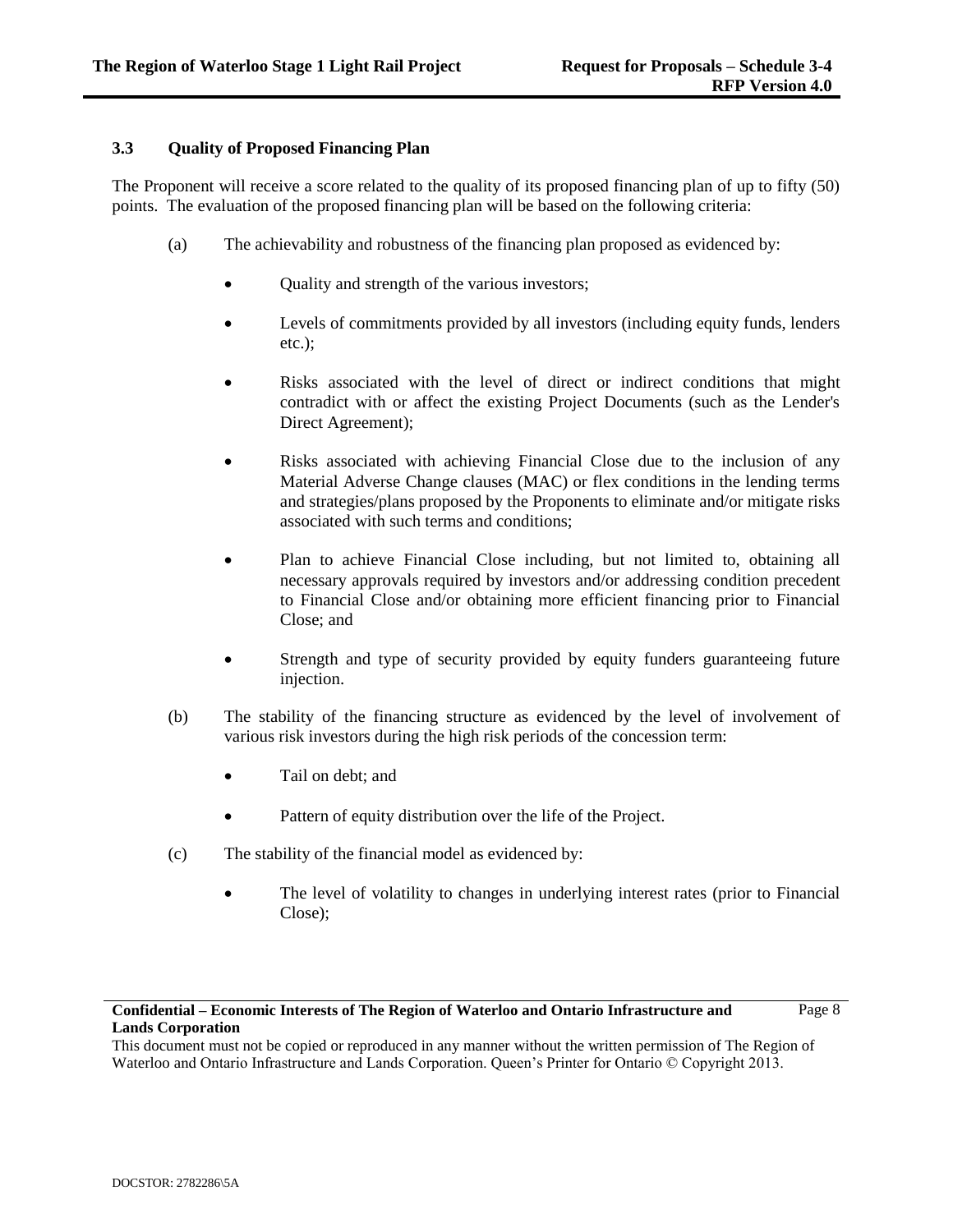### 3.3 Quality of Proposed Financing Plan

The Proponent will receive a score related to the quality of its proposed financing plan of up to fifty (50) points. The evaluation of the proposed financing plan will be based on the following criteria:

(a) The achievability and robustness of the financing plan proposed as evidenced by:

- Quality and strength of the various investors;
- Levels of commitments provided by all investors (including equity funds, lenders etc.);
- Risks associated with the level of direct or indirect conditions that might contradict with or affect the existing Project Documents (such as the Lender's Direct Agreement);
- Risks associated with achieving Financial Close due to the inclusion of any Material Adverse Change clauses (MAC) or flex conditions in the lending terms and strategies/plans proposed by the Proponents to eliminate and/or mitigate risks associated with such terms and conditions;
- Plan to achieve Financial Close including, but not limited to, obtaining all necessary approvals required by investors and/or addressing condition precedent to Financial Close and/or obtaining more efficient financing prior to Financial Close; and
- Strength and type of security provided by equity funders guaranteeing future injection.

(b) The stability of the financing structure as evidenced by the level of involvement of various risk investors during the high risk periods of the concession term:

- Tail on debt; and
- Pattern of equity distribution over the life of the Project.

(c) The stability of the financial model as evidenced by:

- The level of volatility to changes in underlying interest rates (prior to Financial Close);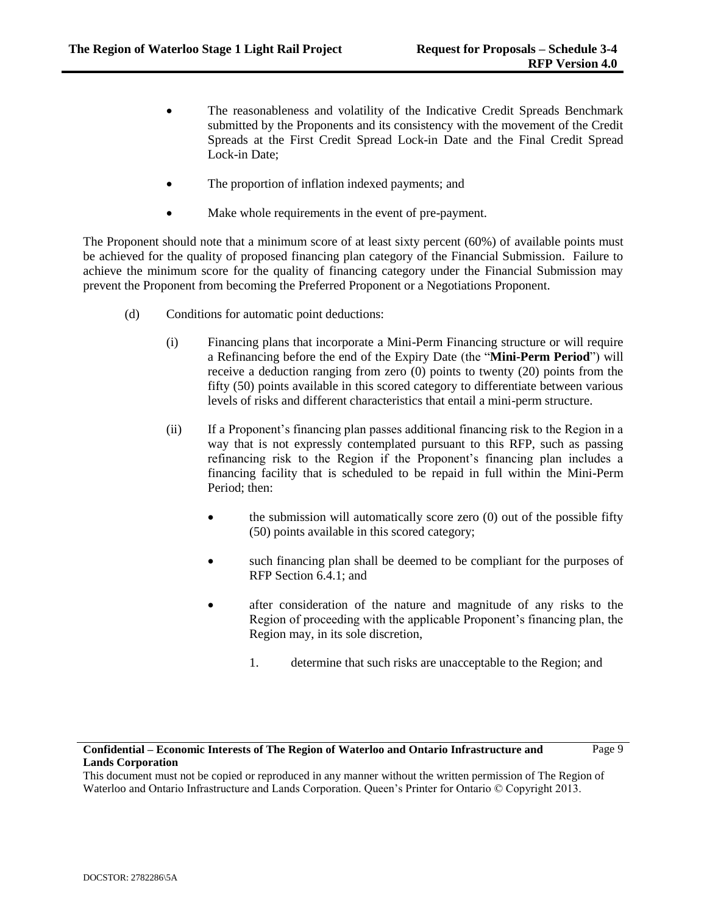- The reasonableness and volatility of the Indicative Credit Spreads Benchmark submitted by the Proponents and its consistency with the movement of the Credit Spreads at the First Credit Spread Lock-in Date and the Final Credit Spread Lock-in Date;
- The proportion of inflation indexed payments; and
- Make whole requirements in the event of pre-payment.

The Proponent should note that a minimum score of at least sixty percent (60%) of available points must be achieved for the quality of proposed financing plan category of the Financial Submission. Failure to achieve the minimum score for the quality of financing category under the Financial Submission may prevent the Proponent from becoming the Preferred Proponent or a Negotiations Proponent.

(d) Conditions for automatic point deductions:

(i) Financing plans that incorporate a Mini-Perm Financing structure or will require a Refinancing before the end of the Expiry Date (the "**Mini-Perm Period**") will receive a deduction ranging from zero (0) points to twenty (20) points from the fifty (50) points available in this scored category to differentiate between various levels of risks and different characteristics that entail a mini-perm structure.

(ii) If a Proponent's financing plan passes additional financing risk to the Region in a way that is not expressly contemplated pursuant to this RFP, such as passing refinancing risk to the Region if the Proponent's financing plan includes a financing facility that is scheduled to be repaid in full within the Mini-Perm Period; then:

- the submission will automatically score zero (0) out of the possible fifty (50) points available in this scored category;
- such financing plan shall be deemed to be compliant for the purposes of RFP Section 6.4.1; and
- after consideration of the nature and magnitude of any risks to the Region of proceeding with the applicable Proponent's financing plan, the Region may, in its sole discretion,

  1. determine that such risks are unacceptable to the Region; and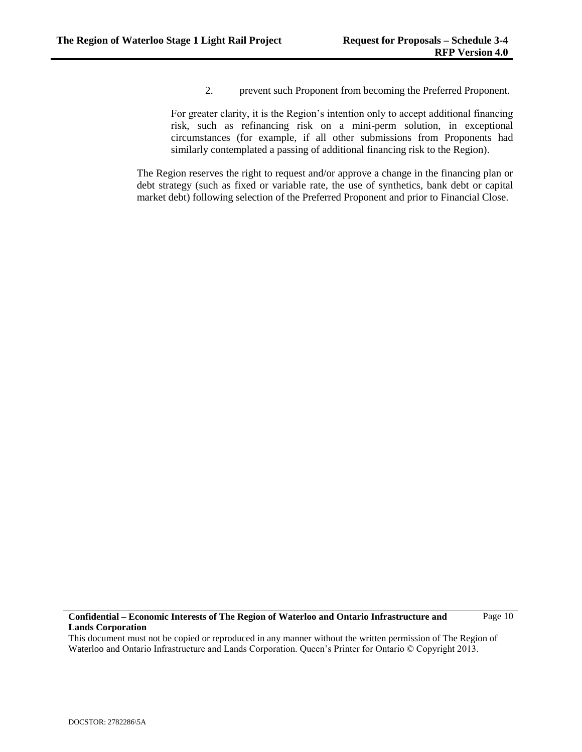2. prevent such Proponent from becoming the Preferred Proponent.

For greater clarity, it is the Region's intention only to accept additional financing risk, such as refinancing risk on a mini-perm solution, in exceptional circumstances (for example, if all other submissions from Proponents had similarly contemplated a passing of additional financing risk to the Region).

The Region reserves the right to request and/or approve a change in the financing plan or debt strategy (such as fixed or variable rate, the use of synthetics, bank debt or capital market debt) following selection of the Preferred Proponent and prior to Financial Close.